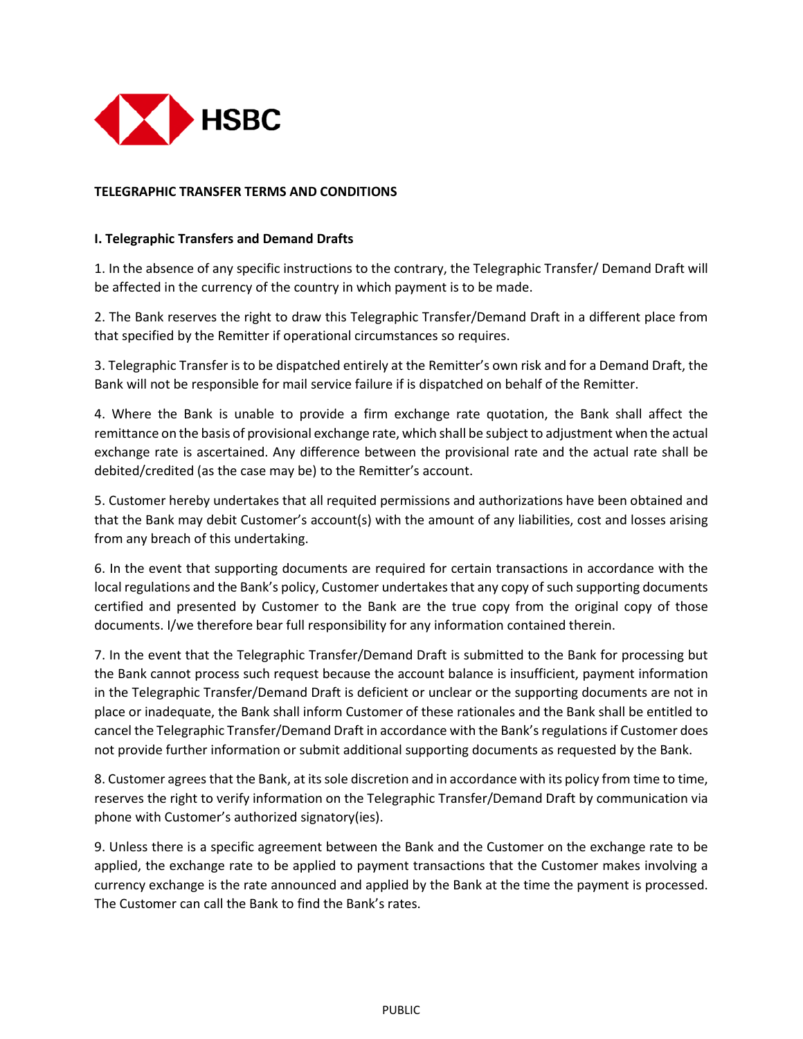HSBC

**TELEGRAPHIC TRANSFER TERMS AND CONDITIONS**

**I. Telegraphic Transfers and Demand Drafts**

1. In the absence of any specific instructions to the contrary, the Telegraphic Transfer/ Demand Draft will be affected in the currency of the country in which payment is to be made.

2. The Bank reserves the right to draw this Telegraphic Transfer/Demand Draft in a different place from that specified by the Remitter if operational circumstances so requires.

3. Telegraphic Transfer is to be dispatched entirely at the Remitter's own risk and for a Demand Draft, the Bank will not be responsible for mail service failure if is dispatched on behalf of the Remitter.

4. Where the Bank is unable to provide a firm exchange rate quotation, the Bank shall affect the remittance on the basis of provisional exchange rate, which shall be subject to adjustment when the actual exchange rate is ascertained. Any difference between the provisional rate and the actual rate shall be debited/credited (as the case may be) to the Remitter's account.

5. Customer hereby undertakes that all requited permissions and authorizations have been obtained and that the Bank may debit Customer's account(s) with the amount of any liabilities, cost and losses arising from any breach of this undertaking.

6. In the event that supporting documents are required for certain transactions in accordance with the local regulations and the Bank's policy, Customer undertakes that any copy of such supporting documents certified and presented by Customer to the Bank are the true copy from the original copy of those documents. I/we therefore bear full responsibility for any information contained therein.

7. In the event that the Telegraphic Transfer/Demand Draft is submitted to the Bank for processing but the Bank cannot process such request because the account balance is insufficient, payment information in the Telegraphic Transfer/Demand Draft is deficient or unclear or the supporting documents are not in place or inadequate, the Bank shall inform Customer of these rationales and the Bank shall be entitled to cancel the Telegraphic Transfer/Demand Draft in accordance with the Bank's regulations if Customer does not provide further information or submit additional supporting documents as requested by the Bank.

8. Customer agrees that the Bank, at its sole discretion and in accordance with its policy from time to time, reserves the right to verify information on the Telegraphic Transfer/Demand Draft by communication via phone with Customer's authorized signatory(ies).

9. Unless there is a specific agreement between the Bank and the Customer on the exchange rate to be applied, the exchange rate to be applied to payment transactions that the Customer makes involving a currency exchange is the rate announced and applied by the Bank at the time the payment is processed. The Customer can call the Bank to find the Bank's rates.

PUBLIC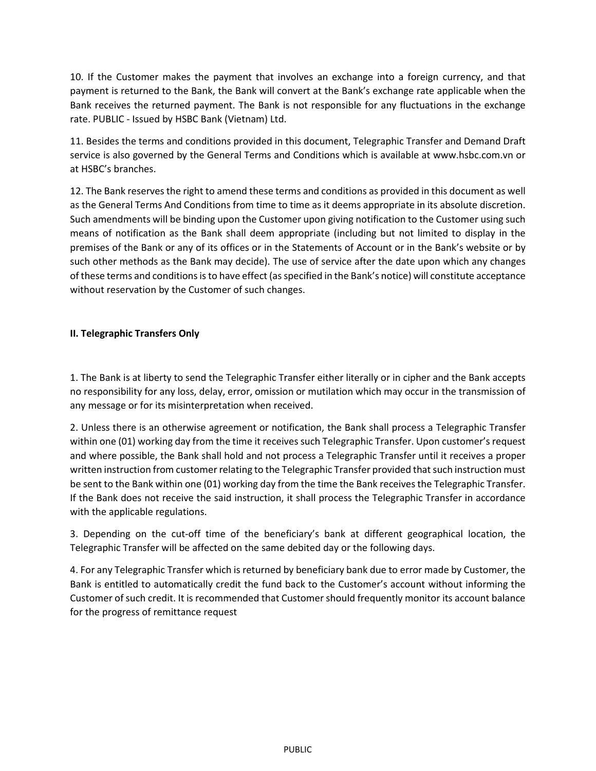10. If the Customer makes the payment that involves an exchange into a foreign currency, and that payment is returned to the Bank, the Bank will convert at the Bank's exchange rate applicable when the Bank receives the returned payment. The Bank is not responsible for any fluctuations in the exchange rate. PUBLIC - Issued by HSBC Bank (Vietnam) Ltd.

11. Besides the terms and conditions provided in this document, Telegraphic Transfer and Demand Draft service is also governed by the General Terms and Conditions which is available at www.hsbc.com.vn or at HSBC's branches.

12. The Bank reserves the right to amend these terms and conditions as provided in this document as well as the General Terms And Conditions from time to time as it deems appropriate in its absolute discretion. Such amendments will be binding upon the Customer upon giving notification to the Customer using such means of notification as the Bank shall deem appropriate (including but not limited to display in the premises of the Bank or any of its offices or in the Statements of Account or in the Bank's website or by such other methods as the Bank may decide). The use of service after the date upon which any changes of these terms and conditions is to have effect (as specified in the Bank's notice) will constitute acceptance without reservation by the Customer of such changes.

## II. Telegraphic Transfers Only

1. The Bank is at liberty to send the Telegraphic Transfer either literally or in cipher and the Bank accepts no responsibility for any loss, delay, error, omission or mutilation which may occur in the transmission of any message or for its misinterpretation when received.

2. Unless there is an otherwise agreement or notification, the Bank shall process a Telegraphic Transfer within one (01) working day from the time it receives such Telegraphic Transfer. Upon customer's request and where possible, the Bank shall hold and not process a Telegraphic Transfer until it receives a proper written instruction from customer relating to the Telegraphic Transfer provided that such instruction must be sent to the Bank within one (01) working day from the time the Bank receives the Telegraphic Transfer. If the Bank does not receive the said instruction, it shall process the Telegraphic Transfer in accordance with the applicable regulations.

3. Depending on the cut-off time of the beneficiary's bank at different geographical location, the Telegraphic Transfer will be affected on the same debited day or the following days.

4. For any Telegraphic Transfer which is returned by beneficiary bank due to error made by Customer, the Bank is entitled to automatically credit the fund back to the Customer's account without informing the Customer of such credit. It is recommended that Customer should frequently monitor its account balance for the progress of remittance request